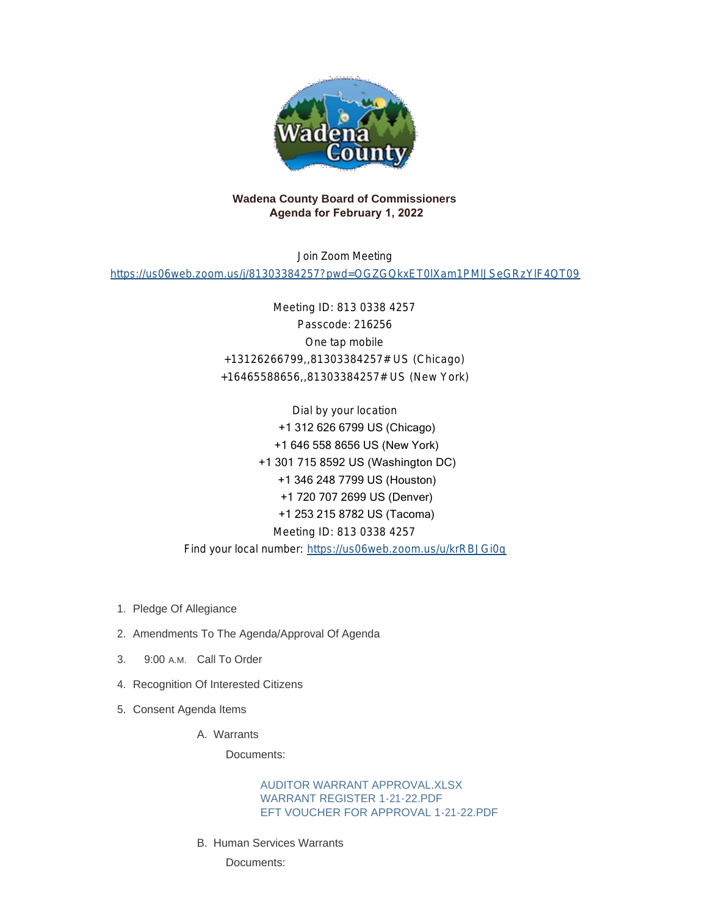**Wadena County Board of Commissioners**
**Agenda for February 1, 2022**

Join Zoom Meeting
https://us06web.zoom.us/j/81303384257?pwd=OGZGQkxET0lXam1PMlJSeGRzYlF4QT09

Meeting ID: 813 0338 4257
Passcode: 216256
One tap mobile
+13126266799,,81303384257# US (Chicago)
+16465588656,,81303384257# US (New York)

Dial by your location
+1 312 626 6799 US (Chicago)
+1 646 558 8656 US (New York)
+1 301 715 8592 US (Washington DC)
+1 346 248 7799 US (Houston)
+1 720 707 2699 US (Denver)
+1 253 215 8782 US (Tacoma)
Meeting ID: 813 0338 4257
Find your local number: https://us06web.zoom.us/u/krRBJGi0q

1. Pledge Of Allegiance
2. Amendments To The Agenda/Approval Of Agenda
3. 9:00 A.M. Call To Order
4. Recognition Of Interested Citizens
5. Consent Agenda Items
   A. Warrants

      Documents:

      AUDITOR WARRANT APPROVAL.XLSX
      WARRANT REGISTER 1-21-22.PDF
      EFT VOUCHER FOR APPROVAL 1-21-22.PDF

   B. Human Services Warrants

      Documents: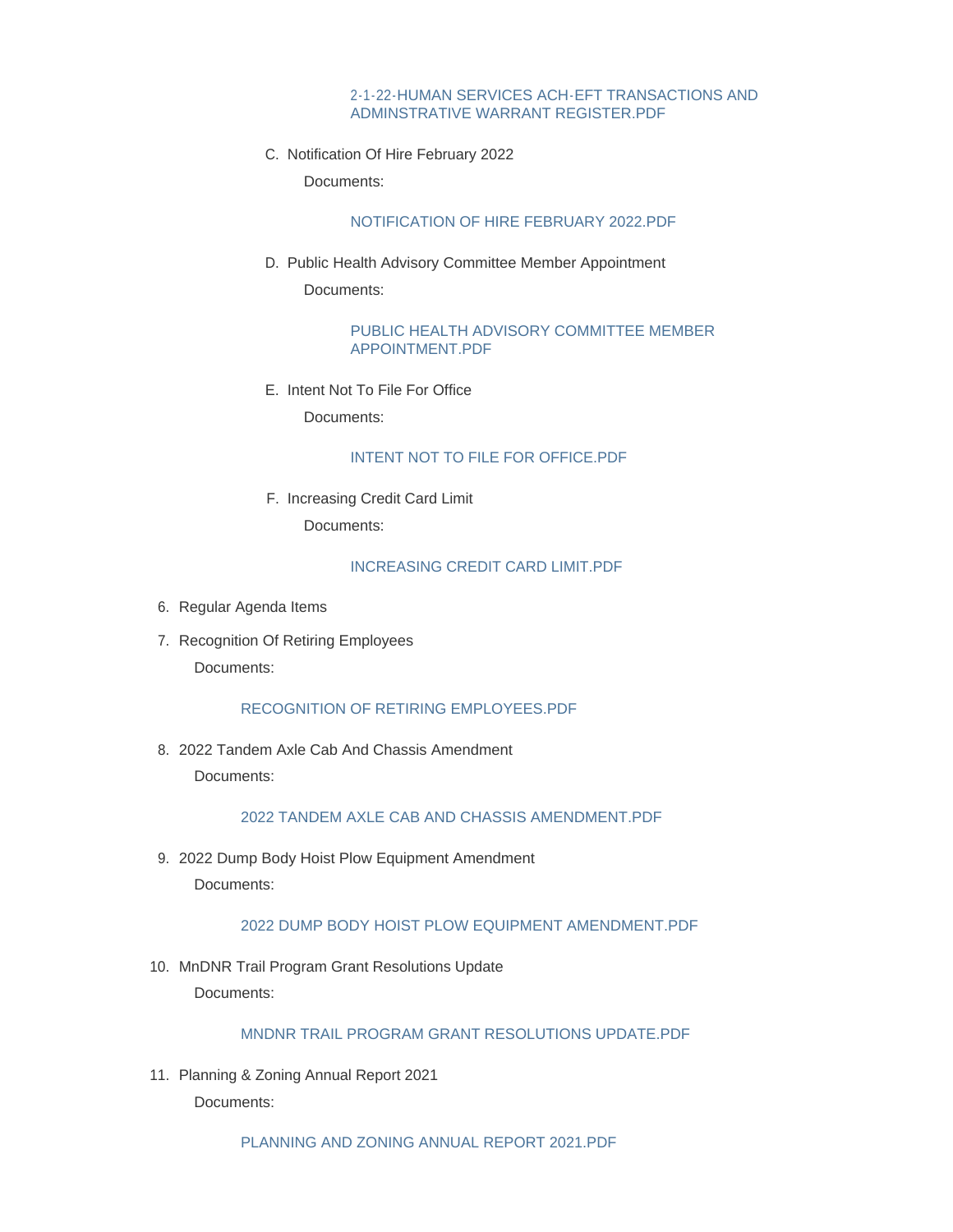2-1-22-HUMAN SERVICES ACH-EFT TRANSACTIONS AND ADMINSTRATIVE WARRANT REGISTER.PDF

C. Notification Of Hire February 2022

Documents:

NOTIFICATION OF HIRE FEBRUARY 2022.PDF

D. Public Health Advisory Committee Member Appointment

Documents:

PUBLIC HEALTH ADVISORY COMMITTEE MEMBER APPOINTMENT.PDF

E. Intent Not To File For Office

Documents:

INTENT NOT TO FILE FOR OFFICE.PDF

F. Increasing Credit Card Limit

Documents:

INCREASING CREDIT CARD LIMIT.PDF

6. Regular Agenda Items
7. Recognition Of Retiring Employees

   Documents:

   RECOGNITION OF RETIRING EMPLOYEES.PDF

8. 2022 Tandem Axle Cab And Chassis Amendment

   Documents:

   2022 TANDEM AXLE CAB AND CHASSIS AMENDMENT.PDF

9. 2022 Dump Body Hoist Plow Equipment Amendment

   Documents:

   2022 DUMP BODY HOIST PLOW EQUIPMENT AMENDMENT.PDF

10. MnDNR Trail Program Grant Resolutions Update

    Documents:

    MNDNR TRAIL PROGRAM GRANT RESOLUTIONS UPDATE.PDF

11. Planning & Zoning Annual Report 2021

    Documents:

    PLANNING AND ZONING ANNUAL REPORT 2021.PDF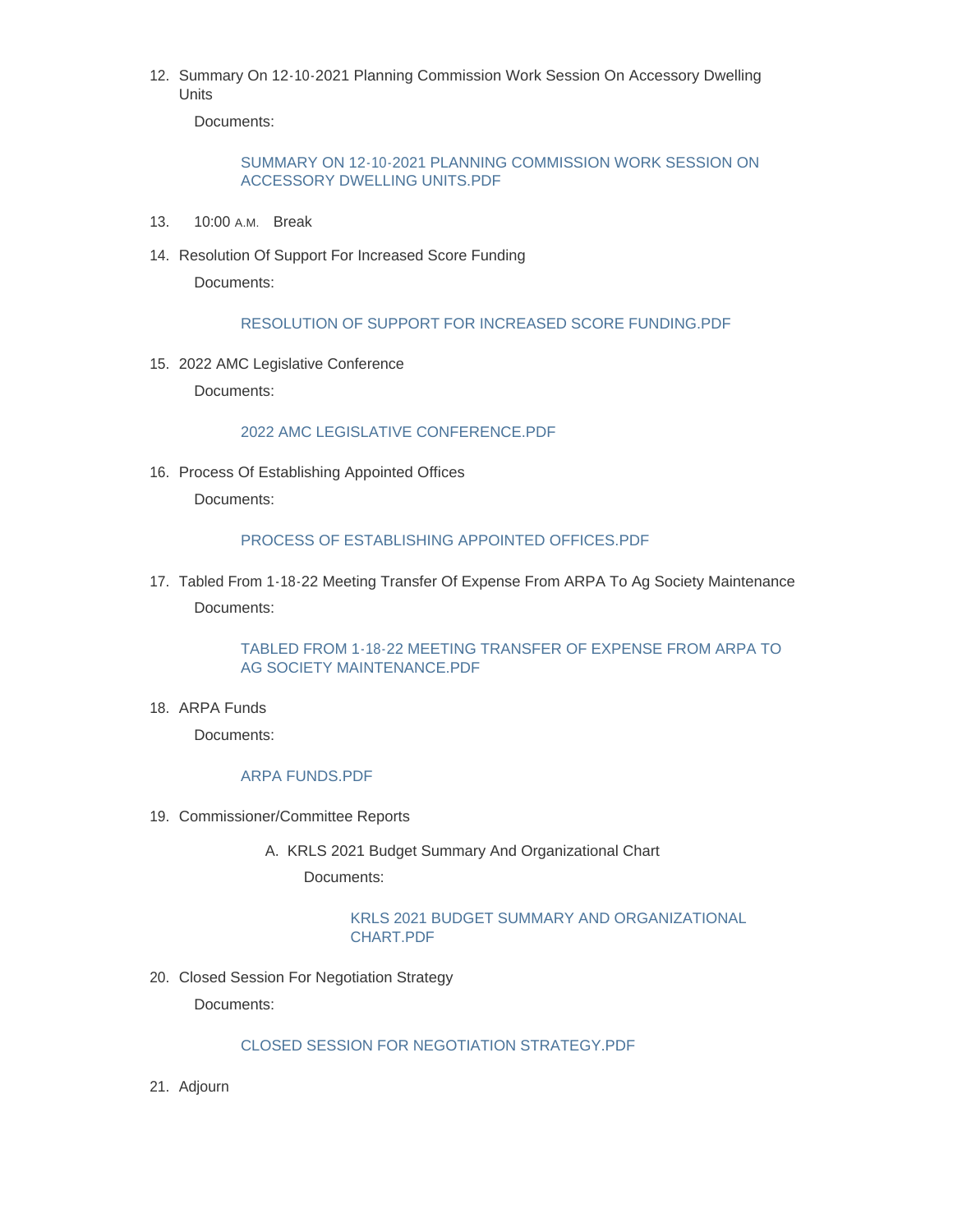12. Summary On 12-10-2021 Planning Commission Work Session On Accessory Dwelling Units

    Documents:

    SUMMARY ON 12-10-2021 PLANNING COMMISSION WORK SESSION ON ACCESSORY DWELLING UNITS.PDF

13. 10:00 A.M. Break

14. Resolution Of Support For Increased Score Funding

    Documents:

    RESOLUTION OF SUPPORT FOR INCREASED SCORE FUNDING.PDF

15. 2022 AMC Legislative Conference

    Documents:

    2022 AMC LEGISLATIVE CONFERENCE.PDF

16. Process Of Establishing Appointed Offices

    Documents:

    PROCESS OF ESTABLISHING APPOINTED OFFICES.PDF

17. Tabled From 1-18-22 Meeting Transfer Of Expense From ARPA To Ag Society Maintenance

    Documents:

    TABLED FROM 1-18-22 MEETING TRANSFER OF EXPENSE FROM ARPA TO AG SOCIETY MAINTENANCE.PDF

18. ARPA Funds

    Documents:

    ARPA FUNDS.PDF

19. Commissioner/Committee Reports

    A. KRLS 2021 Budget Summary And Organizational Chart

       Documents:

       KRLS 2021 BUDGET SUMMARY AND ORGANIZATIONAL CHART.PDF

20. Closed Session For Negotiation Strategy

    Documents:

    CLOSED SESSION FOR NEGOTIATION STRATEGY.PDF

21. Adjourn